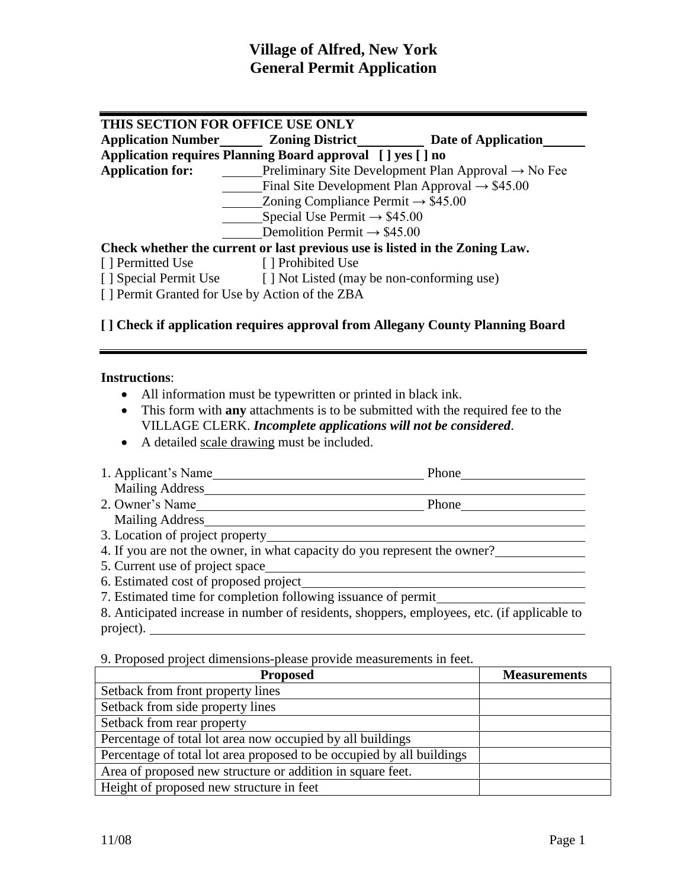# Village of Alfred, New York
# General Permit Application

---

**THIS SECTION FOR OFFICE USE ONLY**

**Application Number\_\_\_\_\_\_ Zoning District\_\_\_\_\_\_\_\_\_\_ Date of Application\_\_\_\_\_\_**

**Application requires Planning Board approval [ ] yes [ ] no**

**Application for:**
- \_\_\_\_\_\_Preliminary Site Development Plan Approval → No Fee
- \_\_\_\_\_\_Final Site Development Plan Approval → $45.00
- \_\_\_\_\_\_Zoning Compliance Permit → $45.00
- \_\_\_\_\_\_Special Use Permit → $45.00
- \_\_\_\_\_\_Demolition Permit → $45.00

**Check whether the current or last previous use is listed in the Zoning Law.**

[ ] Permitted Use [ ] Prohibited Use

[ ] Special Permit Use [ ] Not Listed (may be non-conforming use)

[ ] Permit Granted for Use by Action of the ZBA

**[ ] Check if application requires approval from Allegany County Planning Board**

---

**Instructions**:

- All information must be typewritten or printed in black ink.
- This form with **any** attachments is to be submitted with the required fee to the VILLAGE CLERK. ***Incomplete applications will not be considered***.
- A detailed scale drawing must be included.

1. Applicant's Name\_\_\_\_\_\_\_\_\_\_\_\_\_\_\_\_\_\_\_\_\_\_\_\_\_\_\_\_\_\_ Phone\_\_\_\_\_\_\_\_\_\_\_\_\_\_\_\_\_\_
   Mailing Address\_\_\_\_\_\_\_\_\_\_\_\_\_\_\_\_\_\_\_\_\_\_\_\_\_\_\_\_\_\_\_\_\_\_\_\_\_\_\_\_\_\_\_\_\_\_\_\_\_\_\_\_
2. Owner's Name\_\_\_\_\_\_\_\_\_\_\_\_\_\_\_\_\_\_\_\_\_\_\_\_\_\_\_\_\_\_ Phone\_\_\_\_\_\_\_\_\_\_\_\_\_\_\_\_\_\_
   Mailing Address\_\_\_\_\_\_\_\_\_\_\_\_\_\_\_\_\_\_\_\_\_\_\_\_\_\_\_\_\_\_\_\_\_\_\_\_\_\_\_\_\_\_\_\_\_\_\_\_\_\_\_\_
3. Location of project property\_\_\_\_\_\_\_\_\_\_\_\_\_\_\_\_\_\_\_\_\_\_\_\_\_\_\_\_\_\_\_\_\_\_\_\_\_\_\_\_\_\_
4. If you are not the owner, in what capacity do you represent the owner?\_\_\_\_\_\_\_\_\_\_\_\_
5. Current use of project space\_\_\_\_\_\_\_\_\_\_\_\_\_\_\_\_\_\_\_\_\_\_\_\_\_\_\_\_\_\_\_\_\_\_\_\_\_\_\_\_\_\_
6. Estimated cost of proposed project\_\_\_\_\_\_\_\_\_\_\_\_\_\_\_\_\_\_\_\_\_\_\_\_\_\_\_\_\_\_\_\_\_\_\_\_\_\_
7. Estimated time for completion following issuance of permit\_\_\_\_\_\_\_\_\_\_\_\_\_\_\_\_\_\_\_\_
8. Anticipated increase in number of residents, shoppers, employees, etc. (if applicable to project). \_\_\_\_\_\_\_\_\_\_\_\_\_\_\_\_\_\_\_\_\_\_\_\_\_\_\_\_\_\_\_\_\_\_\_\_\_\_\_\_\_\_\_\_\_\_\_\_\_\_\_\_\_\_\_\_\_\_

9. Proposed project dimensions-please provide measurements in feet.

| Proposed | Measurements |
|---|---|
| Setback from front property lines | |
| Setback from side property lines | |
| Setback from rear property | |
| Percentage of total lot area now occupied by all buildings | |
| Percentage of total lot area proposed to be occupied by all buildings | |
| Area of proposed new structure or addition in square feet. | |
| Height of proposed new structure in feet | |

11/08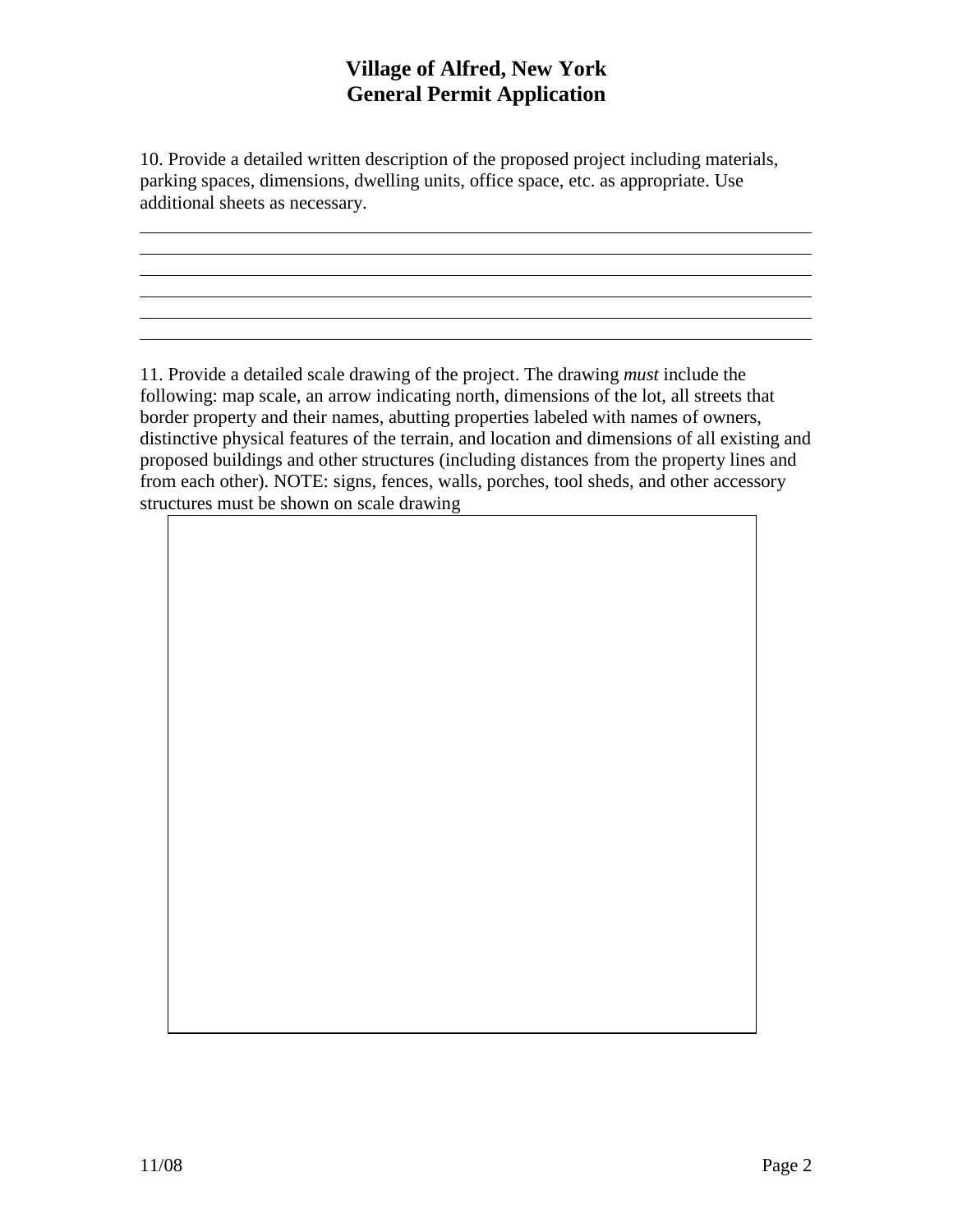# Village of Alfred, New York
# General Permit Application

10. Provide a detailed written description of the proposed project including materials, parking spaces, dimensions, dwelling units, office space, etc. as appropriate. Use additional sheets as necessary.

11. Provide a detailed scale drawing of the project. The drawing *must* include the following: map scale, an arrow indicating north, dimensions of the lot, all streets that border property and their names, abutting properties labeled with names of owners, distinctive physical features of the terrain, and location and dimensions of all existing and proposed buildings and other structures (including distances from the property lines and from each other). NOTE: signs, fences, walls, porches, tool sheds, and other accessory structures must be shown on scale drawing

11/08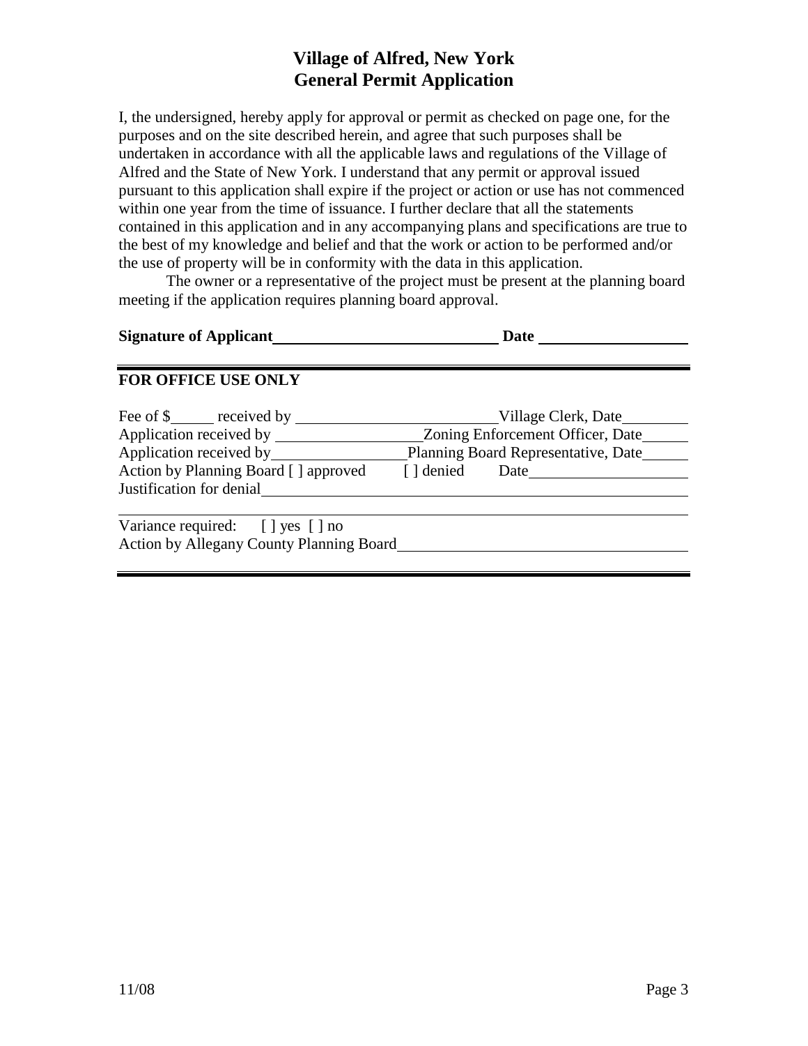# Village of Alfred, New York
# General Permit Application

I, the undersigned, hereby apply for approval or permit as checked on page one, for the purposes and on the site described herein, and agree that such purposes shall be undertaken in accordance with all the applicable laws and regulations of the Village of Alfred and the State of New York. I understand that any permit or approval issued pursuant to this application shall expire if the project or action or use has not commenced within one year from the time of issuance. I further declare that all the statements contained in this application and in any accompanying plans and specifications are true to the best of my knowledge and belief and that the work or action to be performed and/or the use of property will be in conformity with the data in this application.

The owner or a representative of the project must be present at the planning board meeting if the application requires planning board approval.

**Signature of Applicant**\_\_\_\_\_\_\_\_\_\_\_\_\_\_\_\_\_\_\_\_\_\_\_\_\_\_\_\_ **Date** \_\_\_\_\_\_\_\_\_\_\_\_\_\_\_\_\_\_

---

**FOR OFFICE USE ONLY**

Fee of $\_\_\_\_\_ received by \_\_\_\_\_\_\_\_\_\_\_\_\_\_\_\_\_\_\_\_\_\_\_\_\_\_Village Clerk, Date\_\_\_\_\_\_\_\_

Application received by \_\_\_\_\_\_\_\_\_\_\_\_\_\_\_\_\_\_Zoning Enforcement Officer, Date\_\_\_\_\_\_

Application received by\_\_\_\_\_\_\_\_\_\_\_\_\_\_\_\_\_\_Planning Board Representative, Date\_\_\_\_\_\_

Action by Planning Board [ ] approved [ ] denied Date\_\_\_\_\_\_\_\_\_\_\_\_\_\_\_\_\_\_\_\_

Justification for denial\_\_\_\_\_\_\_\_\_\_\_\_\_\_\_\_\_\_\_\_\_\_\_\_\_\_\_\_\_\_\_\_\_\_\_\_\_\_\_\_\_\_\_\_\_\_\_\_\_\_\_\_\_\_\_\_\_\_

Variance required: [ ] yes [ ] no

Action by Allegany County Planning Board\_\_\_\_\_\_\_\_\_\_\_\_\_\_\_\_\_\_\_\_\_\_\_\_\_\_\_\_\_\_\_\_\_\_\_\_

---

11/08